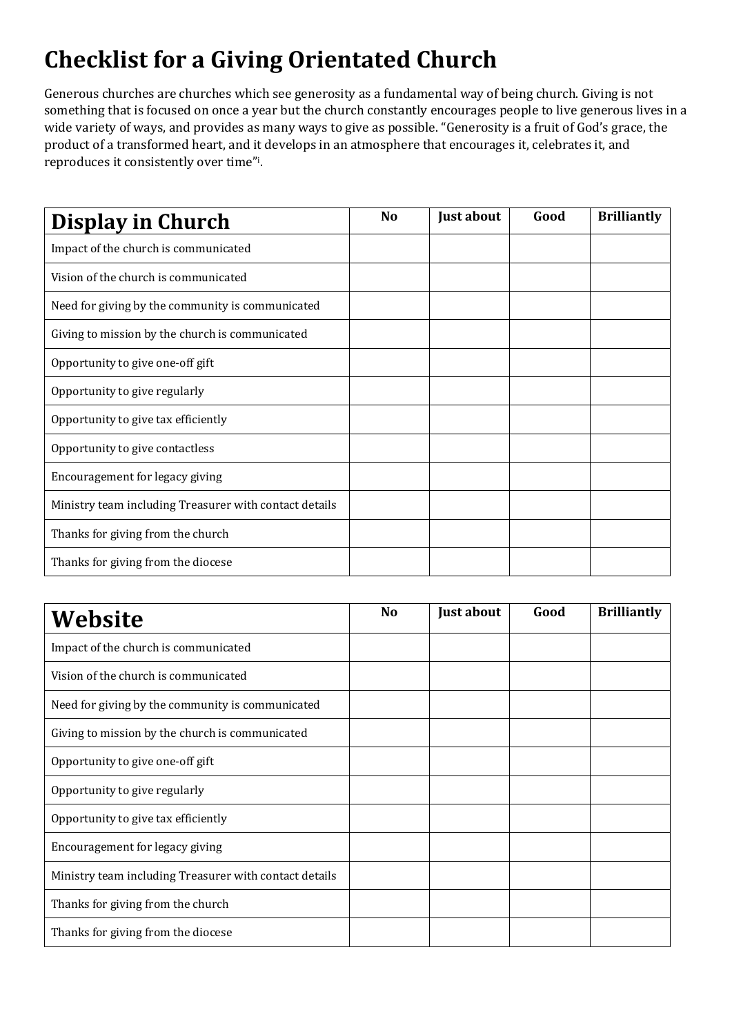# Checklist for a Giving Orientated Church

Generous churches are churches which see generosity as a fundamental way of being church. Giving is not something that is focused on once a year but the church constantly encourages people to live generous lives in a wide variety of ways, and provides as many ways to give as possible. "Generosity is a fruit of God's grace, the product of a transformed heart, and it develops in an atmosphere that encourages it, celebrates it, and reproduces it consistently over time"[i].

| Display in Church | No | Just about | Good | Brilliantly |
|---|---|---|---|---|
| Impact of the church is communicated | | | | |
| Vision of the church is communicated | | | | |
| Need for giving by the community is communicated | | | | |
| Giving to mission by the church is communicated | | | | |
| Opportunity to give one-off gift | | | | |
| Opportunity to give regularly | | | | |
| Opportunity to give tax efficiently | | | | |
| Opportunity to give contactless | | | | |
| Encouragement for legacy giving | | | | |
| Ministry team including Treasurer with contact details | | | | |
| Thanks for giving from the church | | | | |
| Thanks for giving from the diocese | | | | |

| Website | No | Just about | Good | Brilliantly |
|---|---|---|---|---|
| Impact of the church is communicated | | | | |
| Vision of the church is communicated | | | | |
| Need for giving by the community is communicated | | | | |
| Giving to mission by the church is communicated | | | | |
| Opportunity to give one-off gift | | | | |
| Opportunity to give regularly | | | | |
| Opportunity to give tax efficiently | | | | |
| Encouragement for legacy giving | | | | |
| Ministry team including Treasurer with contact details | | | | |
| Thanks for giving from the church | | | | |
| Thanks for giving from the diocese | | | | |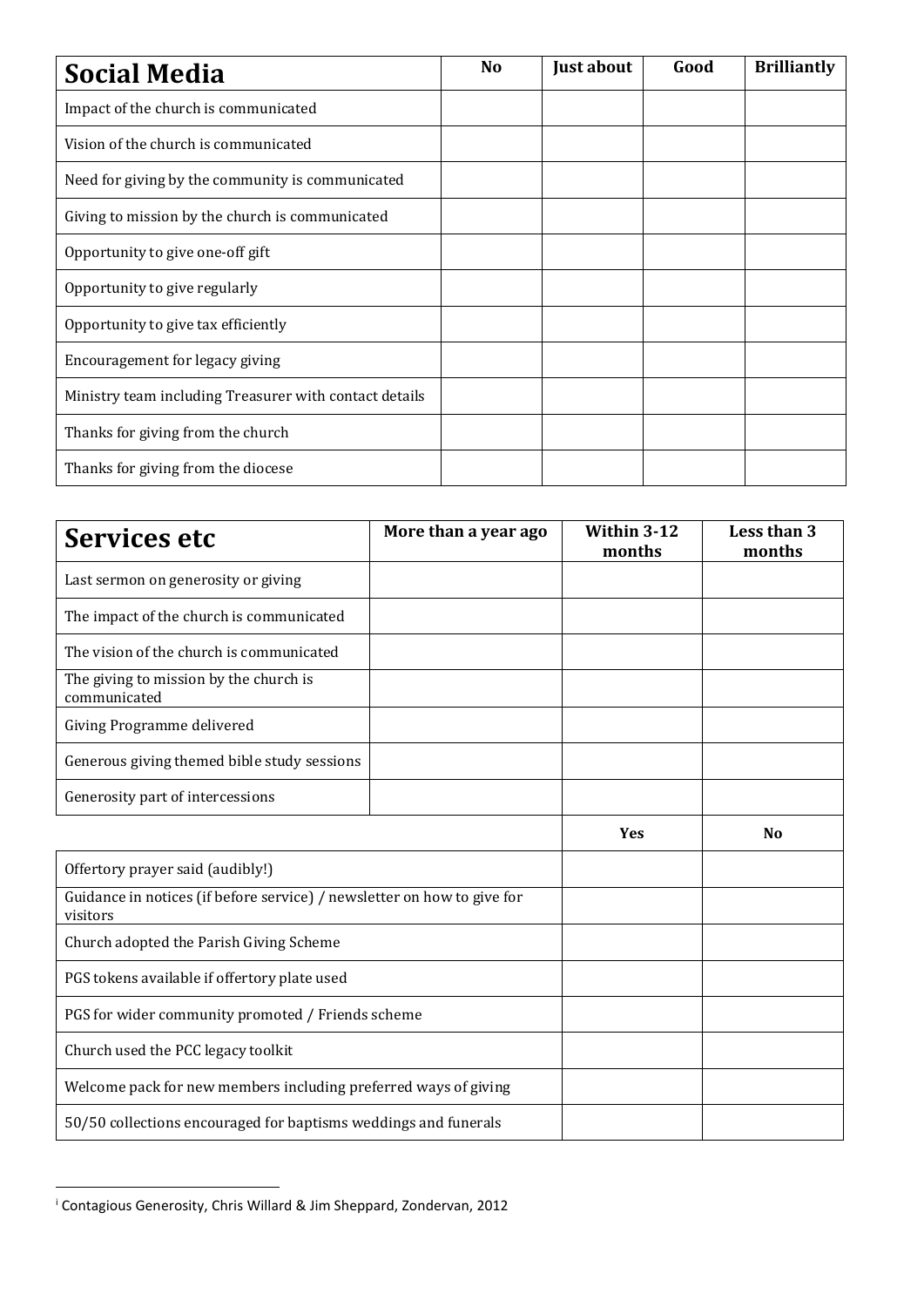| Social Media | No | Just about | Good | Brilliantly |
| --- | --- | --- | --- | --- |
| Impact of the church is communicated | | | | |
| Vision of the church is communicated | | | | |
| Need for giving by the community is communicated | | | | |
| Giving to mission by the church is communicated | | | | |
| Opportunity to give one-off gift | | | | |
| Opportunity to give regularly | | | | |
| Opportunity to give tax efficiently | | | | |
| Encouragement for legacy giving | | | | |
| Ministry team including Treasurer with contact details | | | | |
| Thanks for giving from the church | | | | |
| Thanks for giving from the diocese | | | | |

| Services etc | More than a year ago | Within 3-12 months | Less than 3 months |
| --- | --- | --- | --- |
| Last sermon on generosity or giving | | | |
| The impact of the church is communicated | | | |
| The vision of the church is communicated | | | |
| The giving to mission by the church is communicated | | | |
| Giving Programme delivered | | | |
| Generous giving themed bible study sessions | | | |
| Generosity part of intercessions | | | |
| | | **Yes** | **No** |
| Offertory prayer said (audibly!) | | | |
| Guidance in notices (if before service) / newsletter on how to give for visitors | | | |
| Church adopted the Parish Giving Scheme | | | |
| PGS tokens available if offertory plate used | | | |
| PGS for wider community promoted / Friends scheme | | | |
| Church used the PCC legacy toolkit | | | |
| Welcome pack for new members including preferred ways of giving | | | |
| 50/50 collections encouraged for baptisms weddings and funerals | | | |

[i] Contagious Generosity, Chris Willard & Jim Sheppard, Zondervan, 2012